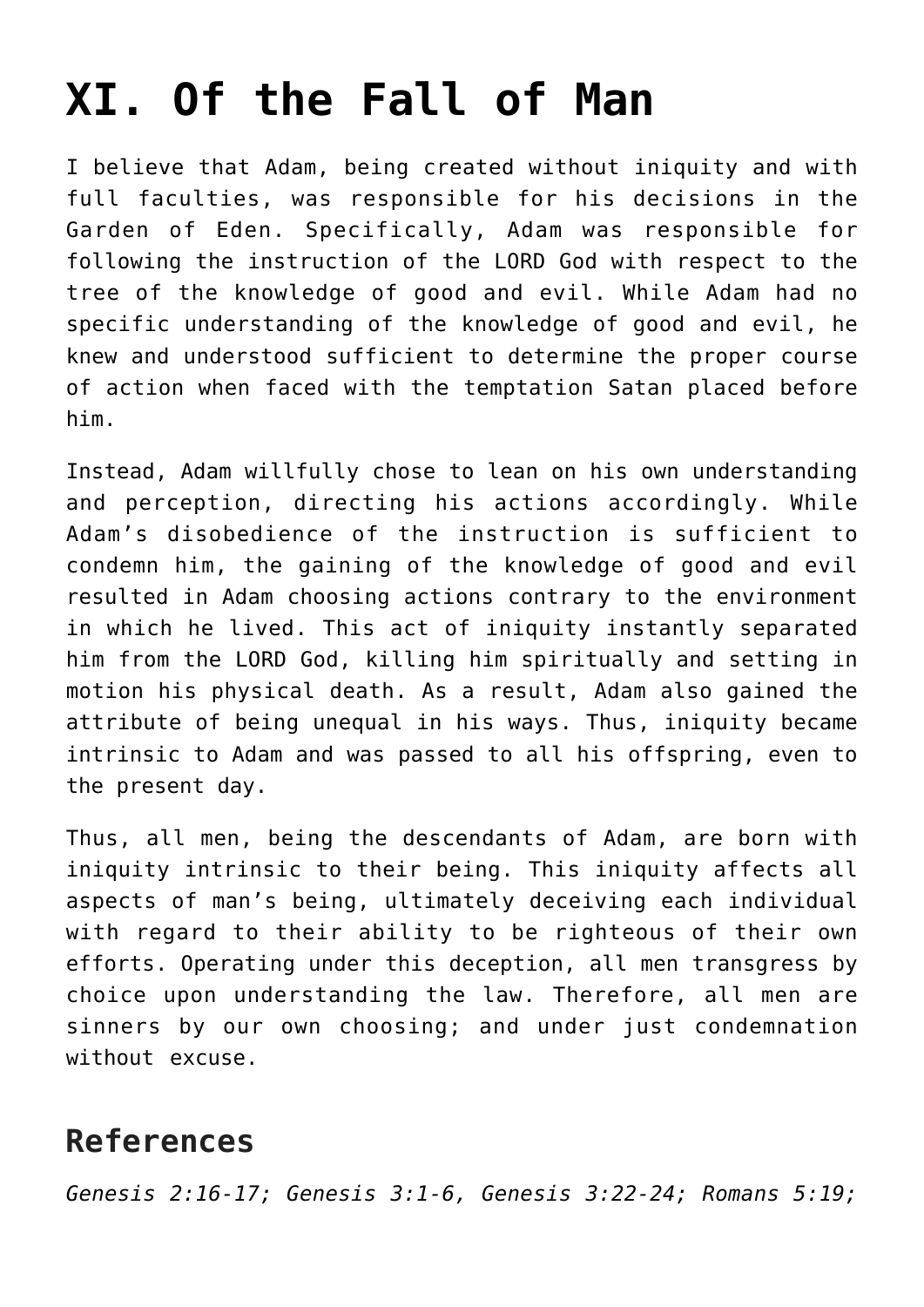# XI. Of the Fall of Man

I believe that Adam, being created without iniquity and with full faculties, was responsible for his decisions in the Garden of Eden. Specifically, Adam was responsible for following the instruction of the LORD God with respect to the tree of the knowledge of good and evil. While Adam had no specific understanding of the knowledge of good and evil, he knew and understood sufficient to determine the proper course of action when faced with the temptation Satan placed before him.

Instead, Adam willfully chose to lean on his own understanding and perception, directing his actions accordingly. While Adam's disobedience of the instruction is sufficient to condemn him, the gaining of the knowledge of good and evil resulted in Adam choosing actions contrary to the environment in which he lived. This act of iniquity instantly separated him from the LORD God, killing him spiritually and setting in motion his physical death. As a result, Adam also gained the attribute of being unequal in his ways. Thus, iniquity became intrinsic to Adam and was passed to all his offspring, even to the present day.

Thus, all men, being the descendants of Adam, are born with iniquity intrinsic to their being. This iniquity affects all aspects of man's being, ultimately deceiving each individual with regard to their ability to be righteous of their own efforts. Operating under this deception, all men transgress by choice upon understanding the law. Therefore, all men are sinners by our own choosing; and under just condemnation without excuse.

## References

*Genesis 2:16-17; Genesis 3:1-6, Genesis 3:22-24; Romans 5:19;*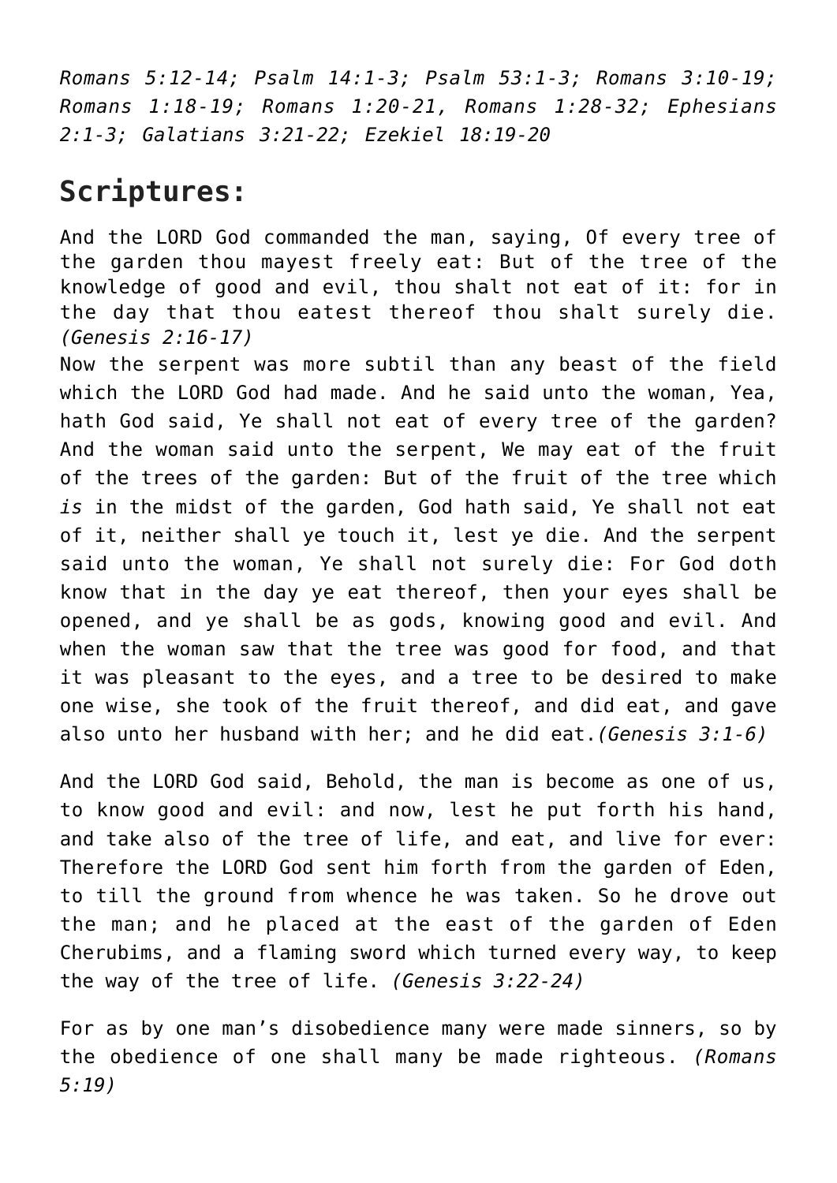*Romans 5:12-14; Psalm 14:1-3; Psalm 53:1-3; Romans 3:10-19; Romans 1:18-19; Romans 1:20-21, Romans 1:28-32; Ephesians 2:1-3; Galatians 3:21-22; Ezekiel 18:19-20*

## Scriptures:

And the LORD God commanded the man, saying, Of every tree of the garden thou mayest freely eat: But of the tree of the knowledge of good and evil, thou shalt not eat of it: for in the day that thou eatest thereof thou shalt surely die. *(Genesis 2:16-17)*

Now the serpent was more subtil than any beast of the field which the LORD God had made. And he said unto the woman, Yea, hath God said, Ye shall not eat of every tree of the garden? And the woman said unto the serpent, We may eat of the fruit of the trees of the garden: But of the fruit of the tree which *is* in the midst of the garden, God hath said, Ye shall not eat of it, neither shall ye touch it, lest ye die. And the serpent said unto the woman, Ye shall not surely die: For God doth know that in the day ye eat thereof, then your eyes shall be opened, and ye shall be as gods, knowing good and evil. And when the woman saw that the tree was good for food, and that it was pleasant to the eyes, and a tree to be desired to make one wise, she took of the fruit thereof, and did eat, and gave also unto her husband with her; and he did eat.*(Genesis 3:1-6)*

And the LORD God said, Behold, the man is become as one of us, to know good and evil: and now, lest he put forth his hand, and take also of the tree of life, and eat, and live for ever: Therefore the LORD God sent him forth from the garden of Eden, to till the ground from whence he was taken. So he drove out the man; and he placed at the east of the garden of Eden Cherubims, and a flaming sword which turned every way, to keep the way of the tree of life. *(Genesis 3:22-24)*

For as by one man's disobedience many were made sinners, so by the obedience of one shall many be made righteous. *(Romans 5:19)*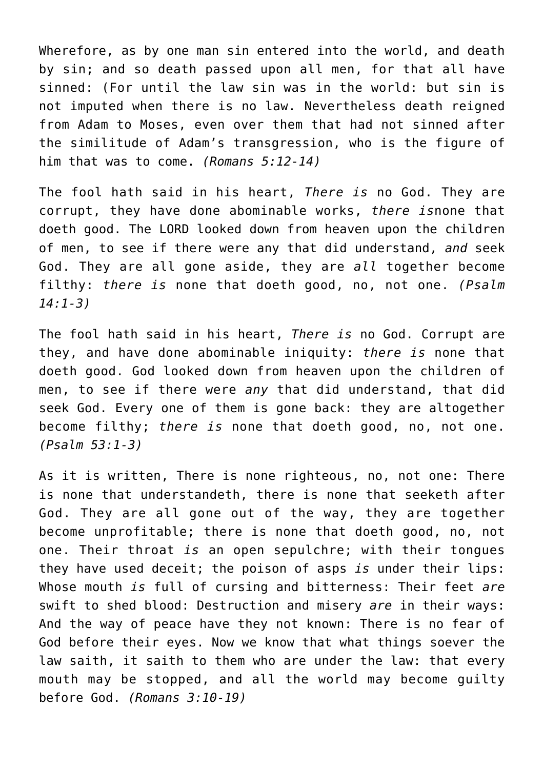Wherefore, as by one man sin entered into the world, and death by sin; and so death passed upon all men, for that all have sinned: (For until the law sin was in the world: but sin is not imputed when there is no law. Nevertheless death reigned from Adam to Moses, even over them that had not sinned after the similitude of Adam's transgression, who is the figure of him that was to come. *(Romans 5:12-14)*

The fool hath said in his heart, *There is* no God. They are corrupt, they have done abominable works, *there is*none that doeth good. The LORD looked down from heaven upon the children of men, to see if there were any that did understand, *and* seek God. They are all gone aside, they are *all* together become filthy: *there is* none that doeth good, no, not one. *(Psalm 14:1-3)*

The fool hath said in his heart, *There is* no God. Corrupt are they, and have done abominable iniquity: *there is* none that doeth good. God looked down from heaven upon the children of men, to see if there were *any* that did understand, that did seek God. Every one of them is gone back: they are altogether become filthy; *there is* none that doeth good, no, not one. *(Psalm 53:1-3)*

As it is written, There is none righteous, no, not one: There is none that understandeth, there is none that seeketh after God. They are all gone out of the way, they are together become unprofitable; there is none that doeth good, no, not one. Their throat *is* an open sepulchre; with their tongues they have used deceit; the poison of asps *is* under their lips: Whose mouth *is* full of cursing and bitterness: Their feet *are* swift to shed blood: Destruction and misery *are* in their ways: And the way of peace have they not known: There is no fear of God before their eyes. Now we know that what things soever the law saith, it saith to them who are under the law: that every mouth may be stopped, and all the world may become guilty before God. *(Romans 3:10-19)*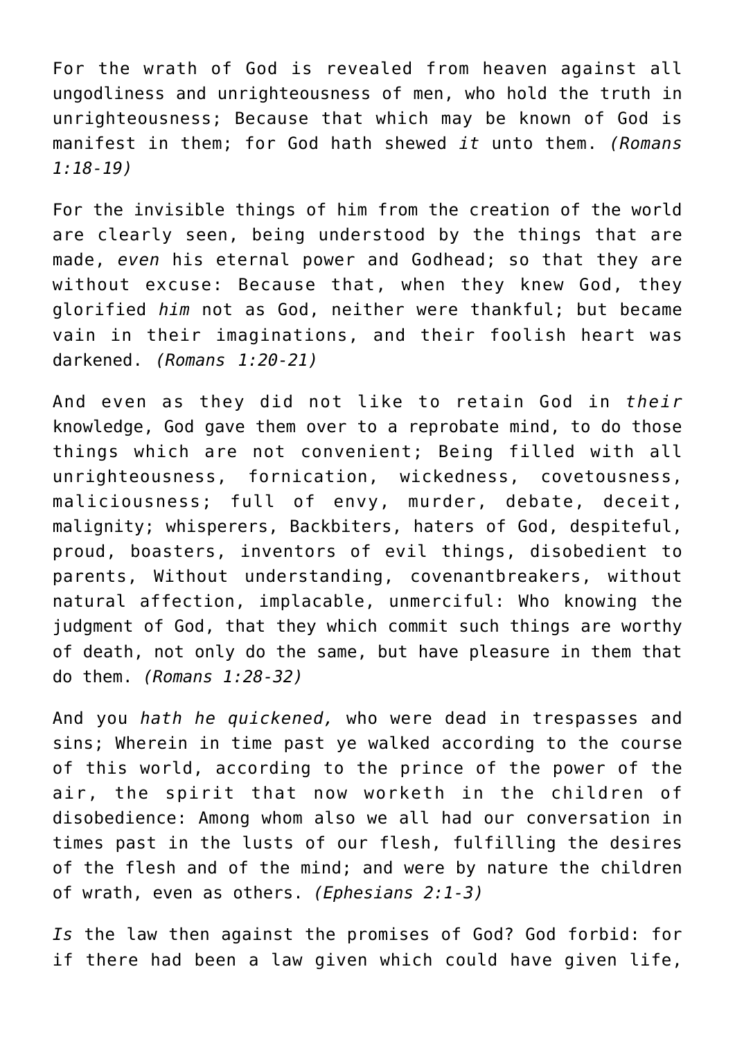For the wrath of God is revealed from heaven against all ungodliness and unrighteousness of men, who hold the truth in unrighteousness; Because that which may be known of God is manifest in them; for God hath shewed *it* unto them. *(Romans 1:18-19)*

For the invisible things of him from the creation of the world are clearly seen, being understood by the things that are made, *even* his eternal power and Godhead; so that they are without excuse: Because that, when they knew God, they glorified *him* not as God, neither were thankful; but became vain in their imaginations, and their foolish heart was darkened. *(Romans 1:20-21)*

And even as they did not like to retain God in *their* knowledge, God gave them over to a reprobate mind, to do those things which are not convenient; Being filled with all unrighteousness, fornication, wickedness, covetousness, maliciousness; full of envy, murder, debate, deceit, malignity; whisperers, Backbiters, haters of God, despiteful, proud, boasters, inventors of evil things, disobedient to parents, Without understanding, covenantbreakers, without natural affection, implacable, unmerciful: Who knowing the judgment of God, that they which commit such things are worthy of death, not only do the same, but have pleasure in them that do them. *(Romans 1:28-32)*

And you *hath he quickened,* who were dead in trespasses and sins; Wherein in time past ye walked according to the course of this world, according to the prince of the power of the air, the spirit that now worketh in the children of disobedience: Among whom also we all had our conversation in times past in the lusts of our flesh, fulfilling the desires of the flesh and of the mind; and were by nature the children of wrath, even as others. *(Ephesians 2:1-3)*

*Is* the law then against the promises of God? God forbid: for if there had been a law given which could have given life,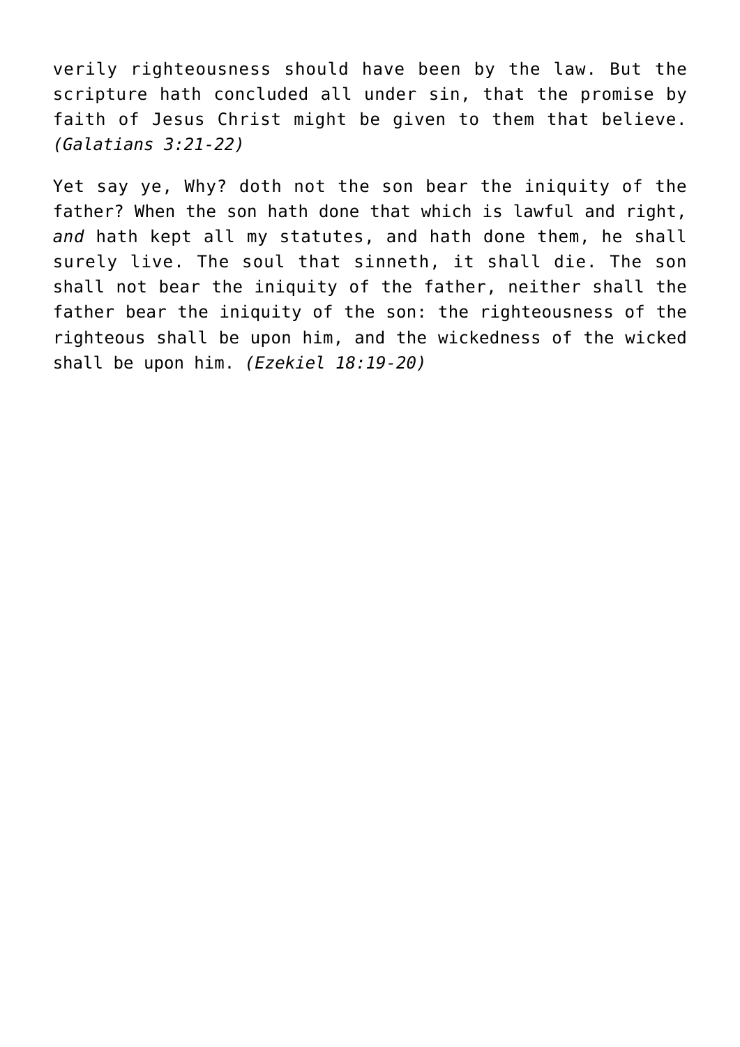verily righteousness should have been by the law. But the scripture hath concluded all under sin, that the promise by faith of Jesus Christ might be given to them that believe. *(Galatians 3:21-22)*

Yet say ye, Why? doth not the son bear the iniquity of the father? When the son hath done that which is lawful and right, *and* hath kept all my statutes, and hath done them, he shall surely live. The soul that sinneth, it shall die. The son shall not bear the iniquity of the father, neither shall the father bear the iniquity of the son: the righteousness of the righteous shall be upon him, and the wickedness of the wicked shall be upon him. *(Ezekiel 18:19-20)*